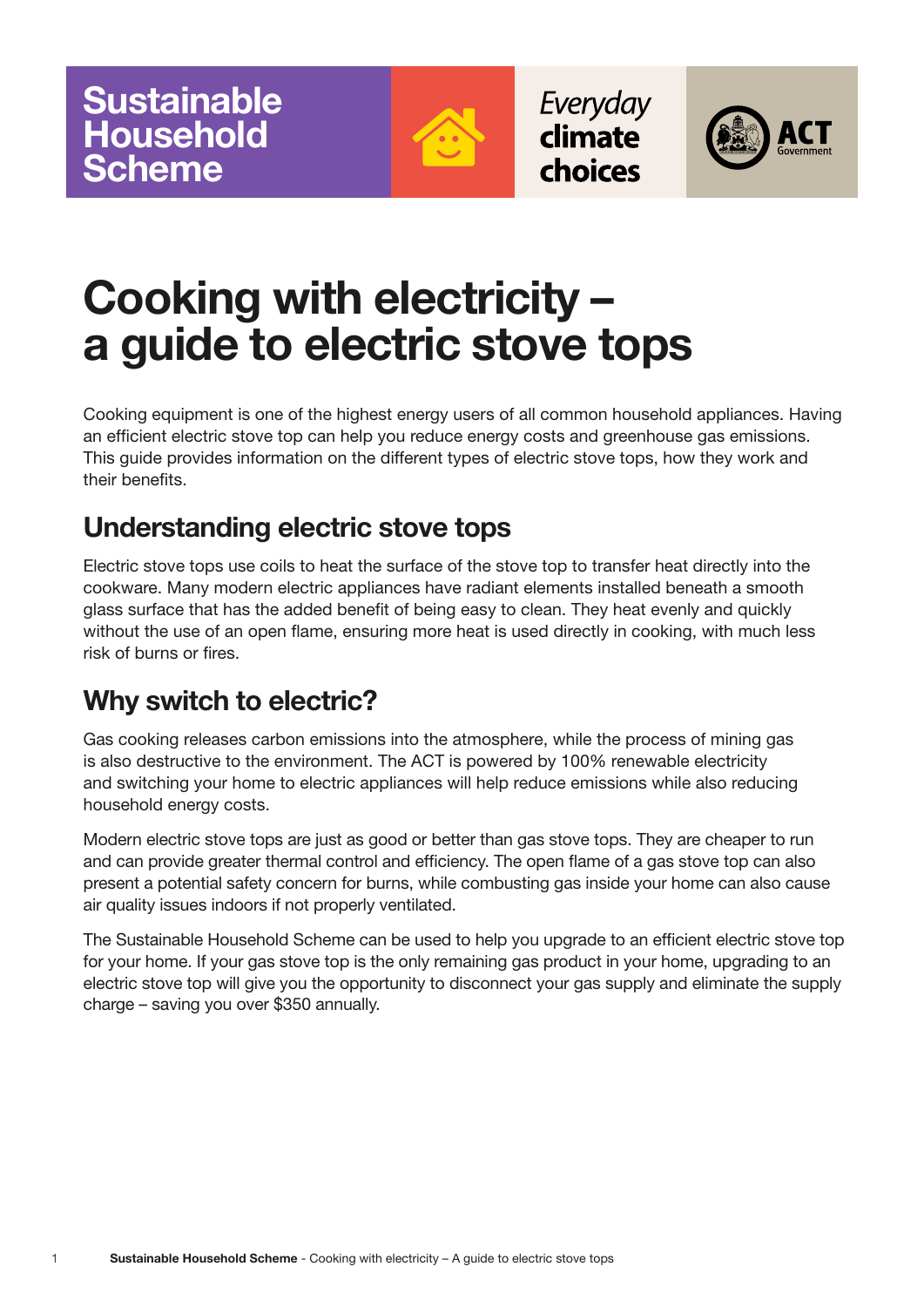Sustainable Household Scheme

*Everyday* **climate choices**

ACT Government

# Cooking with electricity – a guide to electric stove tops

Cooking equipment is one of the highest energy users of all common household appliances. Having an efficient electric stove top can help you reduce energy costs and greenhouse gas emissions. This guide provides information on the different types of electric stove tops, how they work and their benefits.

## Understanding electric stove tops

Electric stove tops use coils to heat the surface of the stove top to transfer heat directly into the cookware. Many modern electric appliances have radiant elements installed beneath a smooth glass surface that has the added benefit of being easy to clean. They heat evenly and quickly without the use of an open flame, ensuring more heat is used directly in cooking, with much less risk of burns or fires.

## Why switch to electric?

Gas cooking releases carbon emissions into the atmosphere, while the process of mining gas is also destructive to the environment. The ACT is powered by 100% renewable electricity and switching your home to electric appliances will help reduce emissions while also reducing household energy costs.

Modern electric stove tops are just as good or better than gas stove tops. They are cheaper to run and can provide greater thermal control and efficiency. The open flame of a gas stove top can also present a potential safety concern for burns, while combusting gas inside your home can also cause air quality issues indoors if not properly ventilated.

The Sustainable Household Scheme can be used to help you upgrade to an efficient electric stove top for your home. If your gas stove top is the only remaining gas product in your home, upgrading to an electric stove top will give you the opportunity to disconnect your gas supply and eliminate the supply charge – saving you over $350 annually.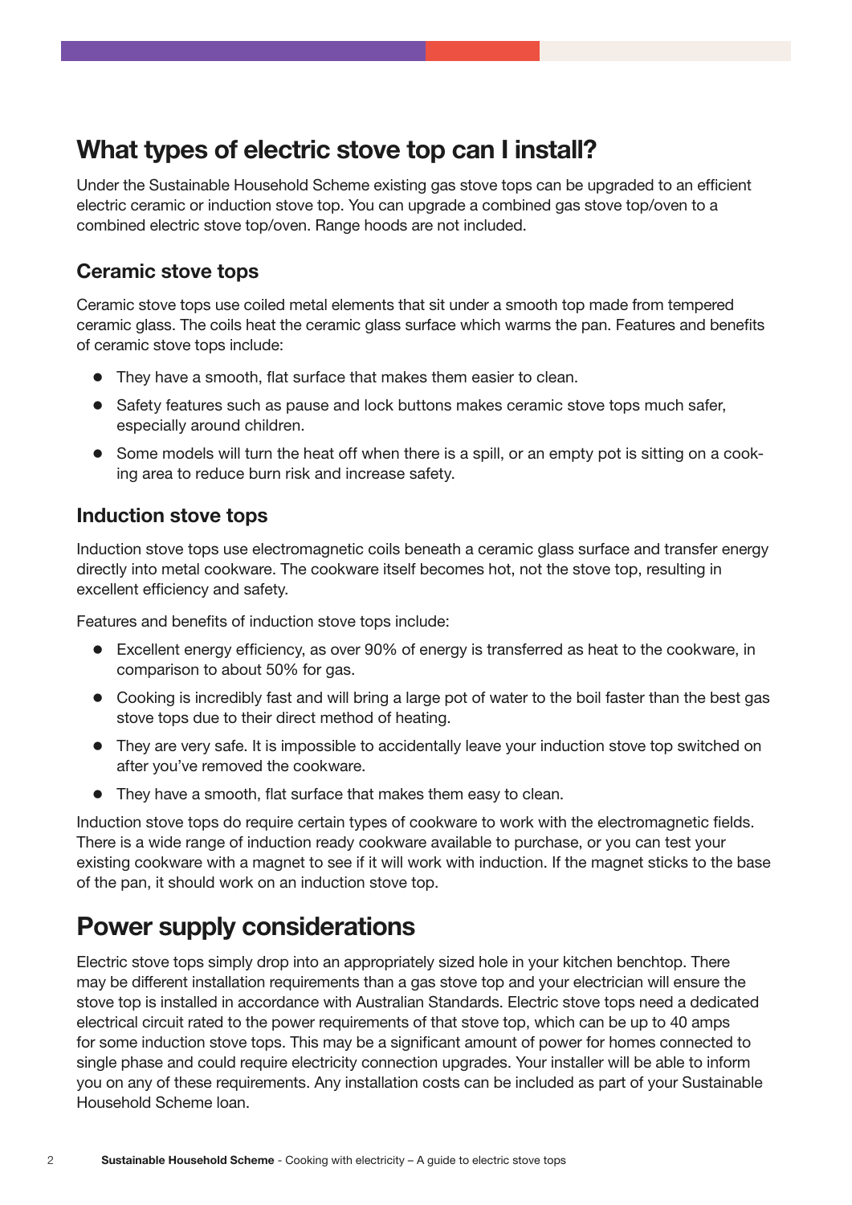## What types of electric stove top can I install?

Under the Sustainable Household Scheme existing gas stove tops can be upgraded to an efficient electric ceramic or induction stove top. You can upgrade a combined gas stove top/oven to a combined electric stove top/oven. Range hoods are not included.

### Ceramic stove tops

Ceramic stove tops use coiled metal elements that sit under a smooth top made from tempered ceramic glass. The coils heat the ceramic glass surface which warms the pan. Features and benefits of ceramic stove tops include:

- They have a smooth, flat surface that makes them easier to clean.
- Safety features such as pause and lock buttons makes ceramic stove tops much safer, especially around children.
- Some models will turn the heat off when there is a spill, or an empty pot is sitting on a cooking area to reduce burn risk and increase safety.

### Induction stove tops

Induction stove tops use electromagnetic coils beneath a ceramic glass surface and transfer energy directly into metal cookware. The cookware itself becomes hot, not the stove top, resulting in excellent efficiency and safety.

Features and benefits of induction stove tops include:

- Excellent energy efficiency, as over 90% of energy is transferred as heat to the cookware, in comparison to about 50% for gas.
- Cooking is incredibly fast and will bring a large pot of water to the boil faster than the best gas stove tops due to their direct method of heating.
- They are very safe. It is impossible to accidentally leave your induction stove top switched on after you've removed the cookware.
- They have a smooth, flat surface that makes them easy to clean.

Induction stove tops do require certain types of cookware to work with the electromagnetic fields. There is a wide range of induction ready cookware available to purchase, or you can test your existing cookware with a magnet to see if it will work with induction. If the magnet sticks to the base of the pan, it should work on an induction stove top.

## Power supply considerations

Electric stove tops simply drop into an appropriately sized hole in your kitchen benchtop. There may be different installation requirements than a gas stove top and your electrician will ensure the stove top is installed in accordance with Australian Standards. Electric stove tops need a dedicated electrical circuit rated to the power requirements of that stove top, which can be up to 40 amps for some induction stove tops. This may be a significant amount of power for homes connected to single phase and could require electricity connection upgrades. Your installer will be able to inform you on any of these requirements. Any installation costs can be included as part of your Sustainable Household Scheme loan.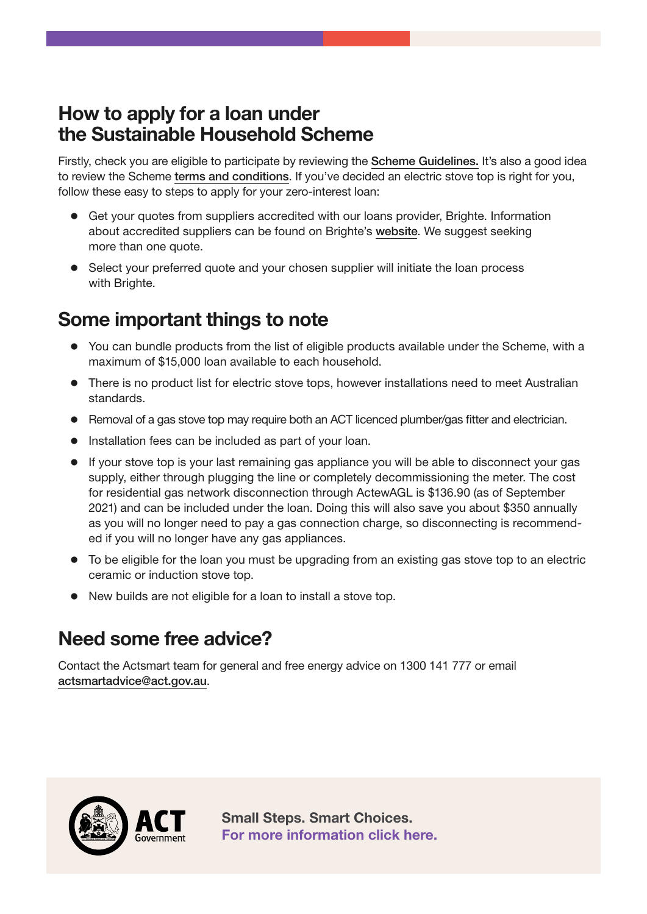## How to apply for a loan under the Sustainable Household Scheme

Firstly, check you are eligible to participate by reviewing the Scheme Guidelines. It's also a good idea to review the Scheme terms and conditions. If you've decided an electric stove top is right for you, follow these easy to steps to apply for your zero-interest loan:

- Get your quotes from suppliers accredited with our loans provider, Brighte. Information about accredited suppliers can be found on Brighte's website. We suggest seeking more than one quote.
- Select your preferred quote and your chosen supplier will initiate the loan process with Brighte.

## Some important things to note

- You can bundle products from the list of eligible products available under the Scheme, with a maximum of $15,000 loan available to each household.
- There is no product list for electric stove tops, however installations need to meet Australian standards.
- Removal of a gas stove top may require both an ACT licenced plumber/gas fitter and electrician.
- Installation fees can be included as part of your loan.
- If your stove top is your last remaining gas appliance you will be able to disconnect your gas supply, either through plugging the line or completely decommissioning the meter. The cost for residential gas network disconnection through ActewAGL is $136.90 (as of September 2021) and can be included under the loan. Doing this will also save you about $350 annually as you will no longer need to pay a gas connection charge, so disconnecting is recommended if you will no longer have any gas appliances.
- To be eligible for the loan you must be upgrading from an existing gas stove top to an electric ceramic or induction stove top.
- New builds are not eligible for a loan to install a stove top.

## Need some free advice?

Contact the Actsmart team for general and free energy advice on 1300 141 777 or email actsmartadvice@act.gov.au.

ACT Government

**Small Steps. Smart Choices.**
**For more information click here.**